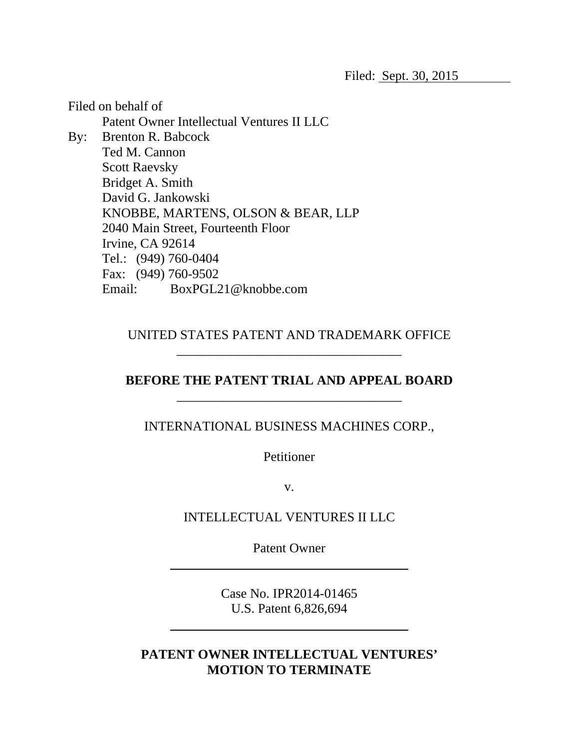Filed: Sept. 30, 2015

Filed on behalf of
Patent Owner Intellectual Ventures II LLC

By: Brenton R. Babcock
Ted M. Cannon
Scott Raevsky
Bridget A. Smith
David G. Jankowski
KNOBBE, MARTENS, OLSON & BEAR, LLP
2040 Main Street, Fourteenth Floor
Irvine, CA 92614
Tel.: (949) 760-0404
Fax: (949) 760-9502
Email: BoxPGL21@knobbe.com

UNITED STATES PATENT AND TRADEMARK OFFICE

---

**BEFORE THE PATENT TRIAL AND APPEAL BOARD**

---

INTERNATIONAL BUSINESS MACHINES CORP.,

Petitioner

v.

INTELLECTUAL VENTURES II LLC

Patent Owner

---

Case No. IPR2014-01465
U.S. Patent 6,826,694

---

**PATENT OWNER INTELLECTUAL VENTURES' MOTION TO TERMINATE**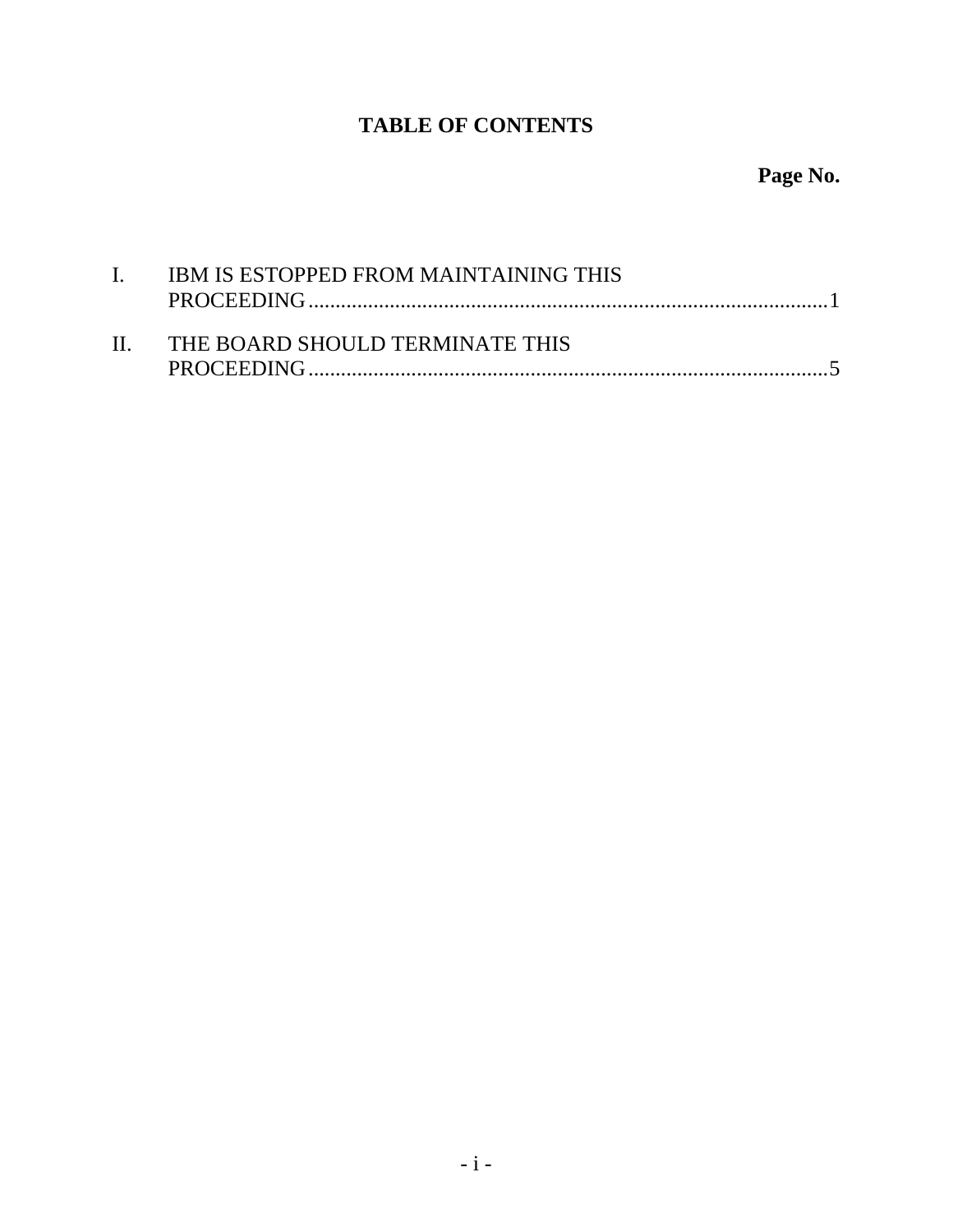## TABLE OF CONTENTS

**Page No.**

| | | |
|---|---|---|
| I. | IBM IS ESTOPPED FROM MAINTAINING THIS PROCEEDING | 1 |
| II. | THE BOARD SHOULD TERMINATE THIS PROCEEDING | 5 |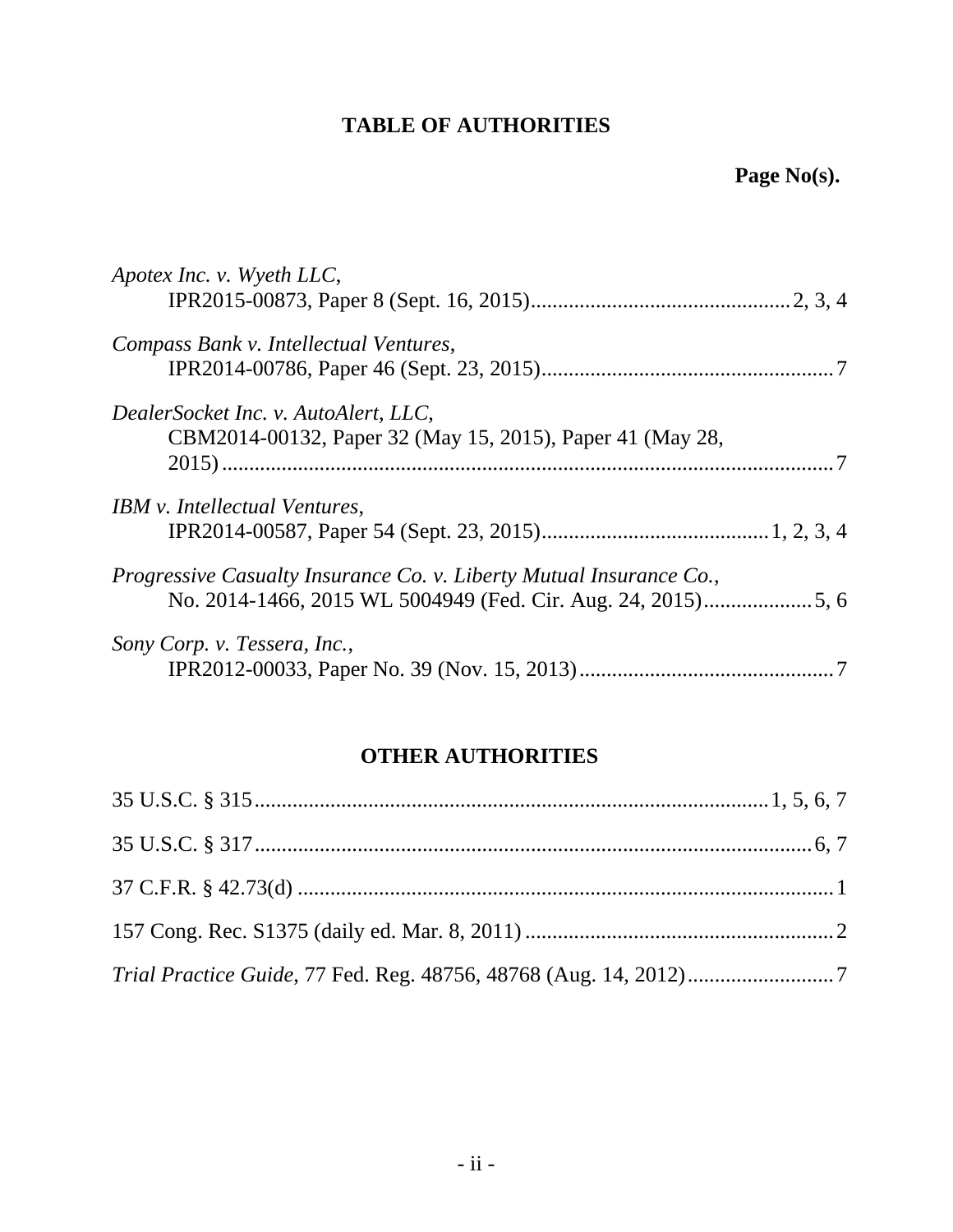# TABLE OF AUTHORITIES

**Page No(s).**

*Apotex Inc. v. Wyeth LLC*,
IPR2015-00873, Paper 8 (Sept. 16, 2015)................................................2, 3, 4

*Compass Bank v. Intellectual Ventures*,
IPR2014-00786, Paper 46 (Sept. 23, 2015)......................................................7

*DealerSocket Inc. v. AutoAlert, LLC*,
CBM2014-00132, Paper 32 (May 15, 2015), Paper 41 (May 28, 2015)..................................................................................................................7

*IBM v. Intellectual Ventures*,
IPR2014-00587, Paper 54 (Sept. 23, 2015)..........................................1, 2, 3, 4

*Progressive Casualty Insurance Co. v. Liberty Mutual Insurance Co.*,
No. 2014-1466, 2015 WL 5004949 (Fed. Cir. Aug. 24, 2015)....................5, 6

*Sony Corp. v. Tessera, Inc.*,
IPR2012-00033, Paper No. 39 (Nov. 15, 2013)................................................7

## OTHER AUTHORITIES

35 U.S.C. § 315..............................................................................................1, 5, 6, 7

35 U.S.C. § 317.........................................................................................................6, 7

37 C.F.R. § 42.73(d) ...................................................................................................1

157 Cong. Rec. S1375 (daily ed. Mar. 8, 2011) .........................................................2

*Trial Practice Guide*, 77 Fed. Reg. 48756, 48768 (Aug. 14, 2012)...........................7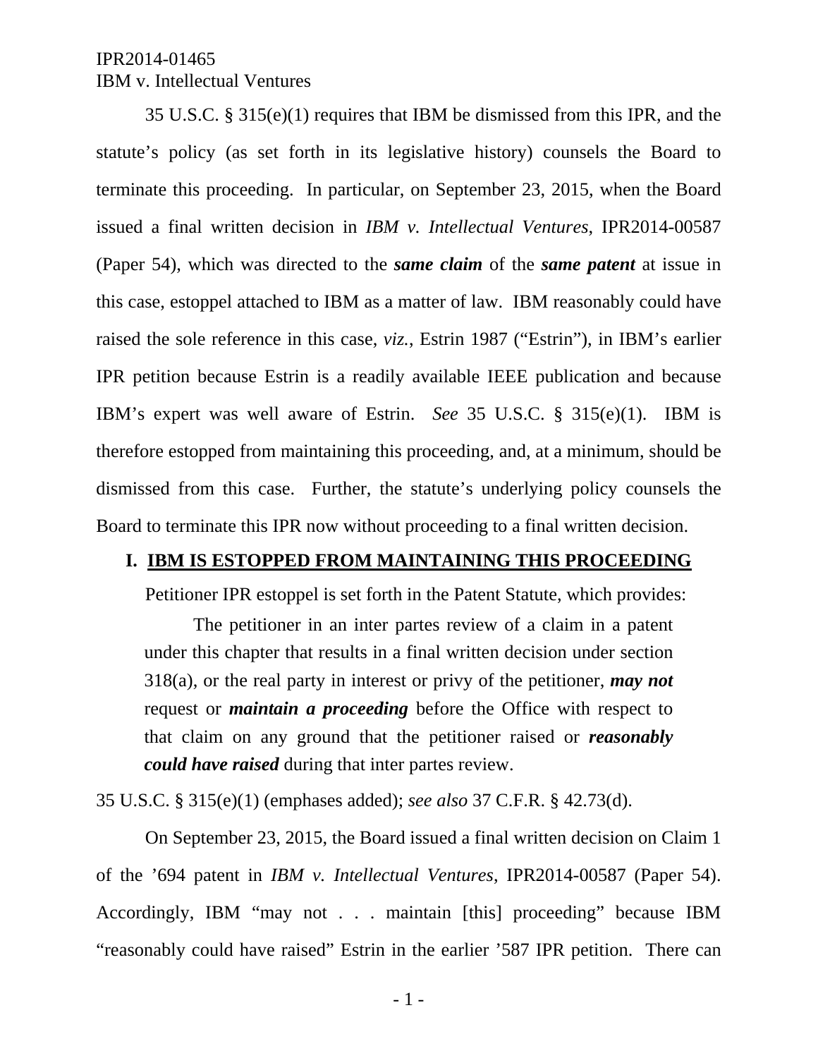35 U.S.C. § 315(e)(1) requires that IBM be dismissed from this IPR, and the statute's policy (as set forth in its legislative history) counsels the Board to terminate this proceeding. In particular, on September 23, 2015, when the Board issued a final written decision in *IBM v. Intellectual Ventures*, IPR2014-00587 (Paper 54), which was directed to the ***same claim*** of the ***same patent*** at issue in this case, estoppel attached to IBM as a matter of law. IBM reasonably could have raised the sole reference in this case, *viz.*, Estrin 1987 ("Estrin"), in IBM's earlier IPR petition because Estrin is a readily available IEEE publication and because IBM's expert was well aware of Estrin. *See* 35 U.S.C. § 315(e)(1). IBM is therefore estopped from maintaining this proceeding, and, at a minimum, should be dismissed from this case. Further, the statute's underlying policy counsels the Board to terminate this IPR now without proceeding to a final written decision.

## I. IBM IS ESTOPPED FROM MAINTAINING THIS PROCEEDING

Petitioner IPR estoppel is set forth in the Patent Statute, which provides:

> The petitioner in an inter partes review of a claim in a patent under this chapter that results in a final written decision under section 318(a), or the real party in interest or privy of the petitioner, ***may not*** request or ***maintain a proceeding*** before the Office with respect to that claim on any ground that the petitioner raised or ***reasonably could have raised*** during that inter partes review.

35 U.S.C. § 315(e)(1) (emphases added); *see also* 37 C.F.R. § 42.73(d).

On September 23, 2015, the Board issued a final written decision on Claim 1 of the '694 patent in *IBM v. Intellectual Ventures*, IPR2014-00587 (Paper 54). Accordingly, IBM "may not . . . maintain [this] proceeding" because IBM "reasonably could have raised" Estrin in the earlier '587 IPR petition. There can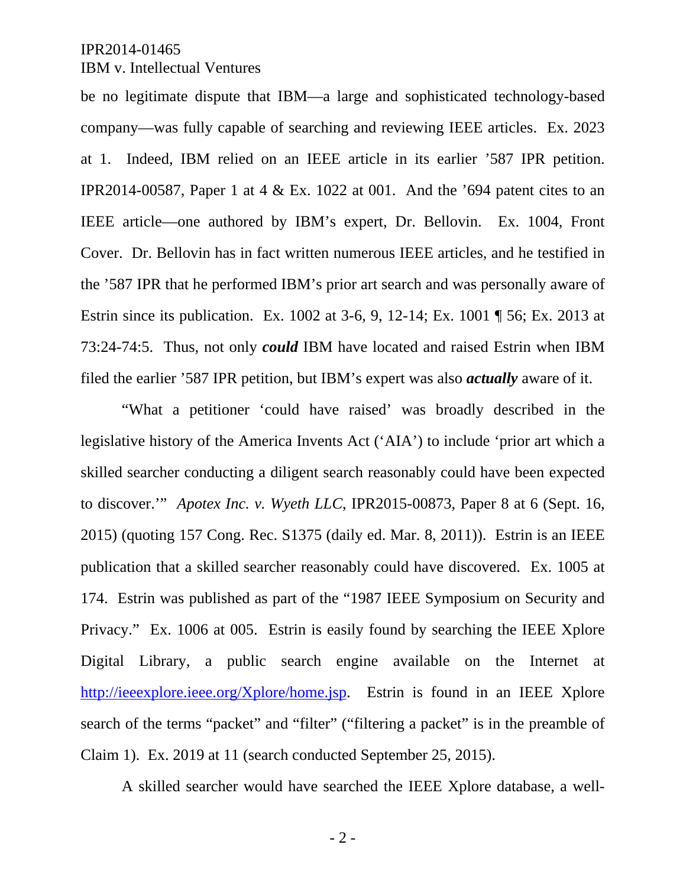be no legitimate dispute that IBM—a large and sophisticated technology-based company—was fully capable of searching and reviewing IEEE articles. Ex. 2023 at 1. Indeed, IBM relied on an IEEE article in its earlier ’587 IPR petition. IPR2014-00587, Paper 1 at 4 & Ex. 1022 at 001. And the ’694 patent cites to an IEEE article—one authored by IBM’s expert, Dr. Bellovin. Ex. 1004, Front Cover. Dr. Bellovin has in fact written numerous IEEE articles, and he testified in the ’587 IPR that he performed IBM’s prior art search and was personally aware of Estrin since its publication. Ex. 1002 at 3-6, 9, 12-14; Ex. 1001 ¶ 56; Ex. 2013 at 73:24-74:5. Thus, not only ***could*** IBM have located and raised Estrin when IBM filed the earlier ’587 IPR petition, but IBM’s expert was also ***actually*** aware of it.

“What a petitioner ‘could have raised’ was broadly described in the legislative history of the America Invents Act (‘AIA’) to include ‘prior art which a skilled searcher conducting a diligent search reasonably could have been expected to discover.’” *Apotex Inc. v. Wyeth LLC*, IPR2015-00873, Paper 8 at 6 (Sept. 16, 2015) (quoting 157 Cong. Rec. S1375 (daily ed. Mar. 8, 2011)). Estrin is an IEEE publication that a skilled searcher reasonably could have discovered. Ex. 1005 at 174. Estrin was published as part of the “1987 IEEE Symposium on Security and Privacy.” Ex. 1006 at 005. Estrin is easily found by searching the IEEE Xplore Digital Library, a public search engine available on the Internet at http://ieeexplore.ieee.org/Xplore/home.jsp. Estrin is found in an IEEE Xplore search of the terms “packet” and “filter” (“filtering a packet” is in the preamble of Claim 1). Ex. 2019 at 11 (search conducted September 25, 2015).

A skilled searcher would have searched the IEEE Xplore database, a well-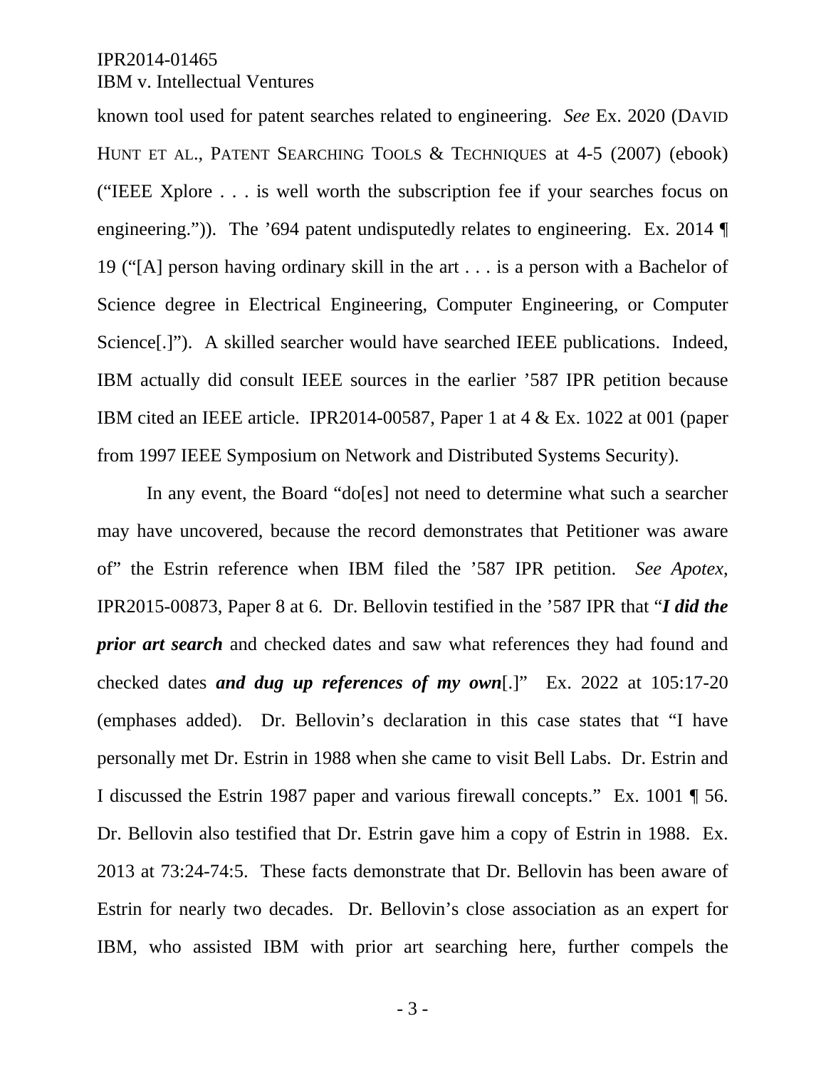known tool used for patent searches related to engineering. *See* Ex. 2020 (DAVID HUNT ET AL., PATENT SEARCHING TOOLS & TECHNIQUES at 4-5 (2007) (ebook) ("IEEE Xplore . . . is well worth the subscription fee if your searches focus on engineering.")). The '694 patent undisputedly relates to engineering. Ex. 2014 ¶ 19 ("[A] person having ordinary skill in the art . . . is a person with a Bachelor of Science degree in Electrical Engineering, Computer Engineering, or Computer Science[.]"). A skilled searcher would have searched IEEE publications. Indeed, IBM actually did consult IEEE sources in the earlier '587 IPR petition because IBM cited an IEEE article. IPR2014-00587, Paper 1 at 4 & Ex. 1022 at 001 (paper from 1997 IEEE Symposium on Network and Distributed Systems Security).

In any event, the Board "do[es] not need to determine what such a searcher may have uncovered, because the record demonstrates that Petitioner was aware of" the Estrin reference when IBM filed the '587 IPR petition. *See Apotex*, IPR2015-00873, Paper 8 at 6. Dr. Bellovin testified in the '587 IPR that "***I did the prior art search*** and checked dates and saw what references they had found and checked dates ***and dug up references of my own***[.]" Ex. 2022 at 105:17-20 (emphases added). Dr. Bellovin's declaration in this case states that "I have personally met Dr. Estrin in 1988 when she came to visit Bell Labs. Dr. Estrin and I discussed the Estrin 1987 paper and various firewall concepts." Ex. 1001 ¶ 56. Dr. Bellovin also testified that Dr. Estrin gave him a copy of Estrin in 1988. Ex. 2013 at 73:24-74:5. These facts demonstrate that Dr. Bellovin has been aware of Estrin for nearly two decades. Dr. Bellovin's close association as an expert for IBM, who assisted IBM with prior art searching here, further compels the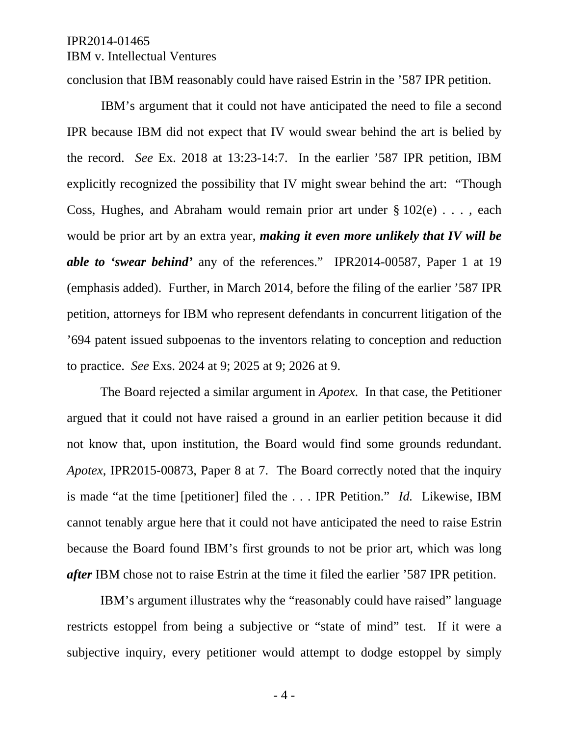conclusion that IBM reasonably could have raised Estrin in the ’587 IPR petition.

IBM’s argument that it could not have anticipated the need to file a second IPR because IBM did not expect that IV would swear behind the art is belied by the record. *See* Ex. 2018 at 13:23-14:7. In the earlier ’587 IPR petition, IBM explicitly recognized the possibility that IV might swear behind the art: “Though Coss, Hughes, and Abraham would remain prior art under § 102(e) . . . , each would be prior art by an extra year, ***making it even more unlikely that IV will be able to ‘swear behind’*** any of the references.” IPR2014-00587, Paper 1 at 19 (emphasis added). Further, in March 2014, before the filing of the earlier ’587 IPR petition, attorneys for IBM who represent defendants in concurrent litigation of the ’694 patent issued subpoenas to the inventors relating to conception and reduction to practice. *See* Exs. 2024 at 9; 2025 at 9; 2026 at 9.

The Board rejected a similar argument in *Apotex*. In that case, the Petitioner argued that it could not have raised a ground in an earlier petition because it did not know that, upon institution, the Board would find some grounds redundant. *Apotex*, IPR2015-00873, Paper 8 at 7. The Board correctly noted that the inquiry is made “at the time [petitioner] filed the . . . IPR Petition.” *Id.* Likewise, IBM cannot tenably argue here that it could not have anticipated the need to raise Estrin because the Board found IBM’s first grounds to not be prior art, which was long ***after*** IBM chose not to raise Estrin at the time it filed the earlier ’587 IPR petition.

IBM’s argument illustrates why the “reasonably could have raised” language restricts estoppel from being a subjective or “state of mind” test. If it were a subjective inquiry, every petitioner would attempt to dodge estoppel by simply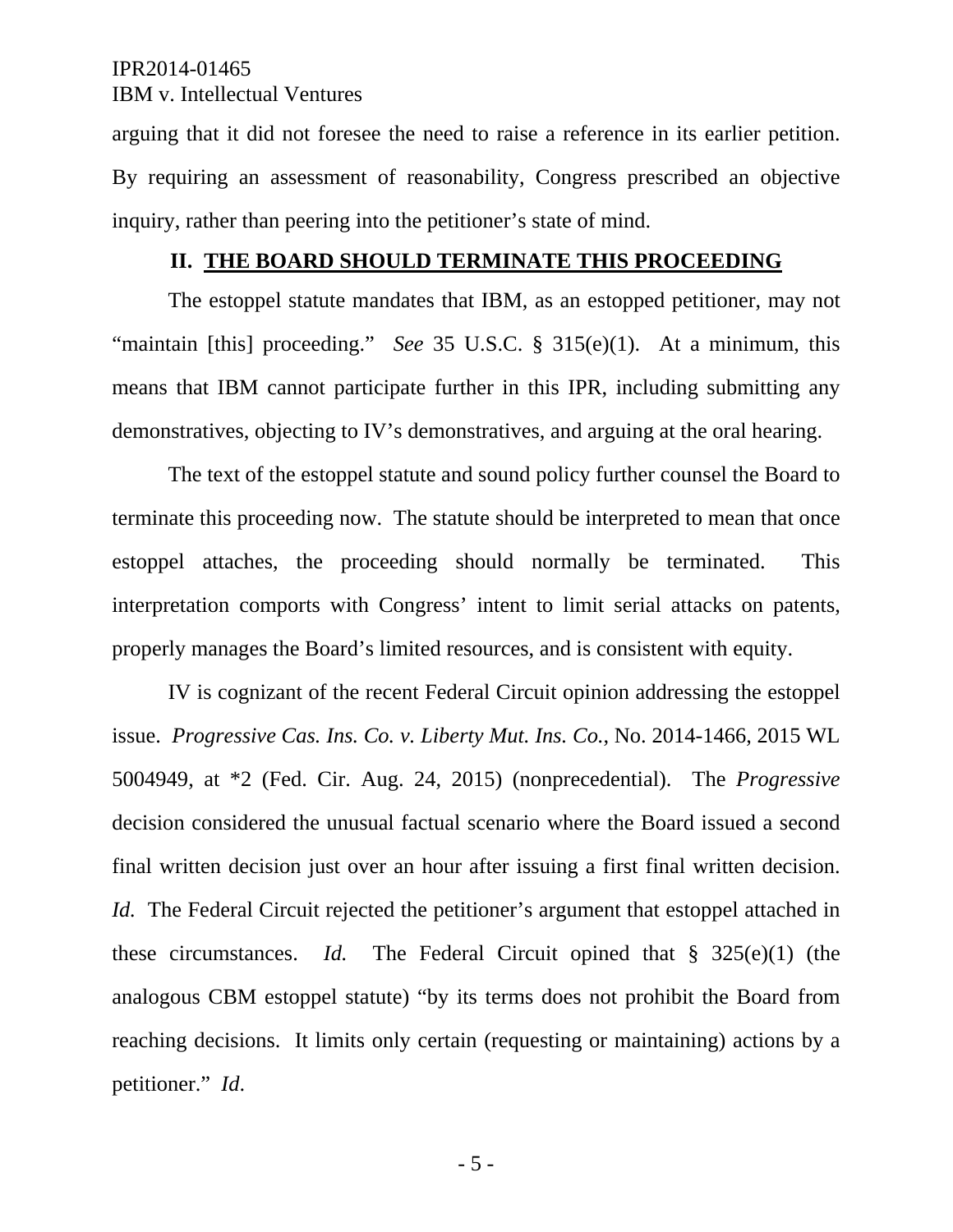arguing that it did not foresee the need to raise a reference in its earlier petition. By requiring an assessment of reasonability, Congress prescribed an objective inquiry, rather than peering into the petitioner's state of mind.

## II. THE BOARD SHOULD TERMINATE THIS PROCEEDING

The estoppel statute mandates that IBM, as an estopped petitioner, may not "maintain [this] proceeding." *See* 35 U.S.C. § 315(e)(1). At a minimum, this means that IBM cannot participate further in this IPR, including submitting any demonstratives, objecting to IV's demonstratives, and arguing at the oral hearing.

The text of the estoppel statute and sound policy further counsel the Board to terminate this proceeding now. The statute should be interpreted to mean that once estoppel attaches, the proceeding should normally be terminated. This interpretation comports with Congress' intent to limit serial attacks on patents, properly manages the Board's limited resources, and is consistent with equity.

IV is cognizant of the recent Federal Circuit opinion addressing the estoppel issue. *Progressive Cas. Ins. Co. v. Liberty Mut. Ins. Co.*, No. 2014-1466, 2015 WL 5004949, at *2 (Fed. Cir. Aug. 24, 2015) (nonprecedential). The *Progressive* decision considered the unusual factual scenario where the Board issued a second final written decision just over an hour after issuing a first final written decision. *Id*. The Federal Circuit rejected the petitioner's argument that estoppel attached in these circumstances. *Id.* The Federal Circuit opined that § 325(e)(1) (the analogous CBM estoppel statute) "by its terms does not prohibit the Board from reaching decisions. It limits only certain (requesting or maintaining) actions by a petitioner." *Id*.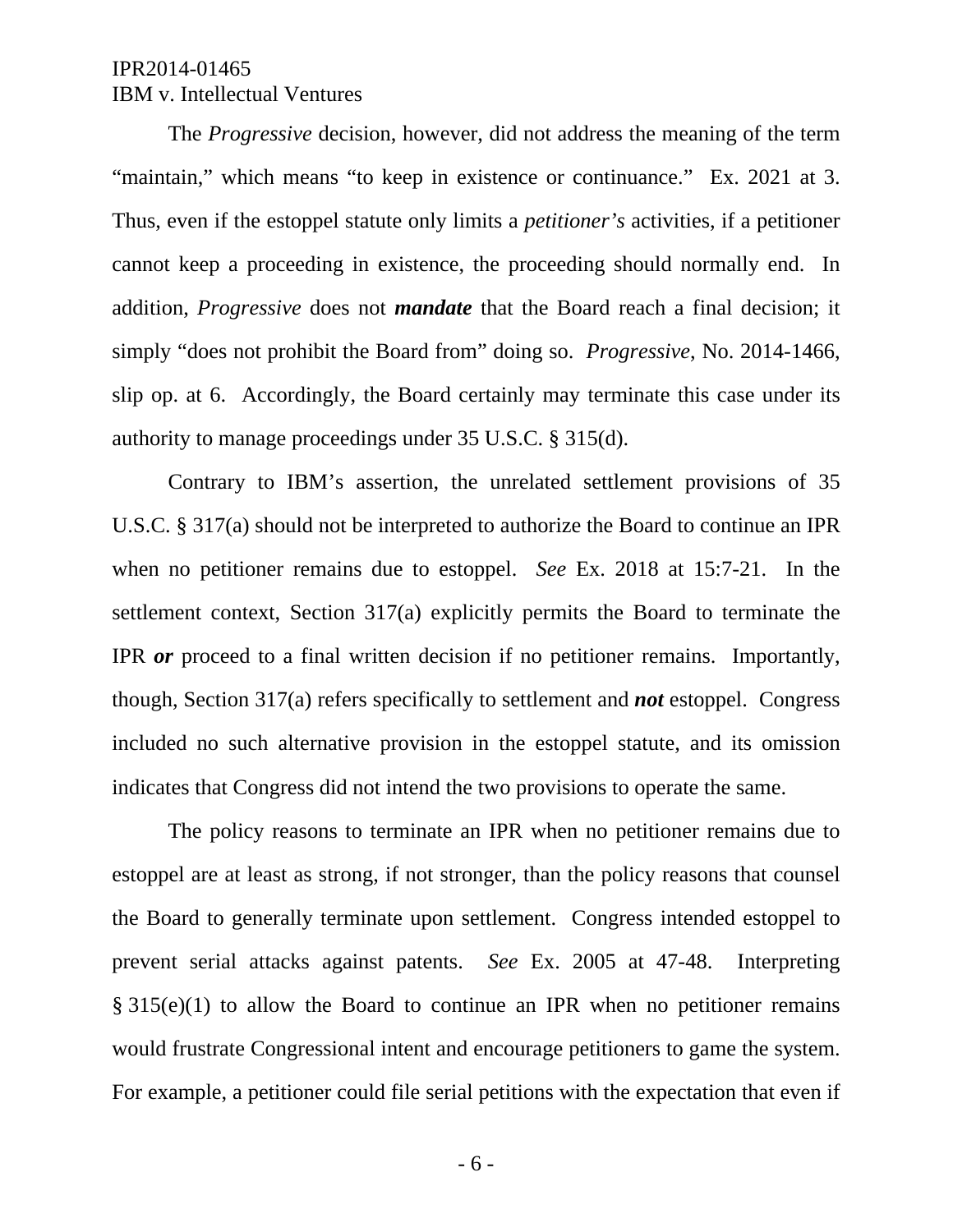The *Progressive* decision, however, did not address the meaning of the term "maintain," which means "to keep in existence or continuance." Ex. 2021 at 3. Thus, even if the estoppel statute only limits a *petitioner's* activities, if a petitioner cannot keep a proceeding in existence, the proceeding should normally end. In addition, *Progressive* does not ***mandate*** that the Board reach a final decision; it simply "does not prohibit the Board from" doing so. *Progressive*, No. 2014-1466, slip op. at 6. Accordingly, the Board certainly may terminate this case under its authority to manage proceedings under 35 U.S.C. § 315(d).

Contrary to IBM's assertion, the unrelated settlement provisions of 35 U.S.C. § 317(a) should not be interpreted to authorize the Board to continue an IPR when no petitioner remains due to estoppel. *See* Ex. 2018 at 15:7-21. In the settlement context, Section 317(a) explicitly permits the Board to terminate the IPR ***or*** proceed to a final written decision if no petitioner remains. Importantly, though, Section 317(a) refers specifically to settlement and ***not*** estoppel. Congress included no such alternative provision in the estoppel statute, and its omission indicates that Congress did not intend the two provisions to operate the same.

The policy reasons to terminate an IPR when no petitioner remains due to estoppel are at least as strong, if not stronger, than the policy reasons that counsel the Board to generally terminate upon settlement. Congress intended estoppel to prevent serial attacks against patents. *See* Ex. 2005 at 47-48. Interpreting § 315(e)(1) to allow the Board to continue an IPR when no petitioner remains would frustrate Congressional intent and encourage petitioners to game the system. For example, a petitioner could file serial petitions with the expectation that even if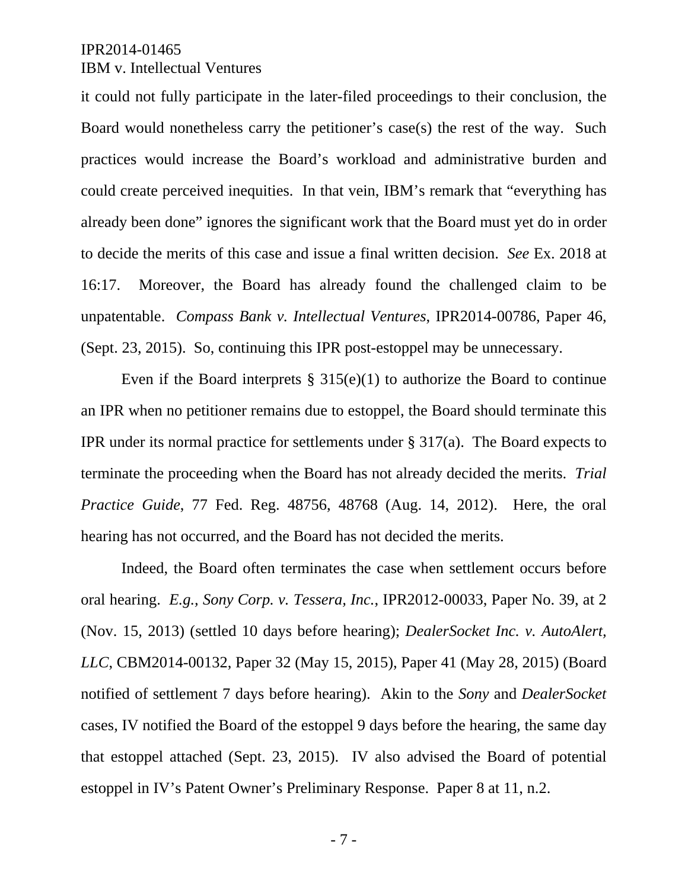it could not fully participate in the later-filed proceedings to their conclusion, the Board would nonetheless carry the petitioner's case(s) the rest of the way. Such practices would increase the Board's workload and administrative burden and could create perceived inequities. In that vein, IBM's remark that "everything has already been done" ignores the significant work that the Board must yet do in order to decide the merits of this case and issue a final written decision. *See* Ex. 2018 at 16:17. Moreover, the Board has already found the challenged claim to be unpatentable. *Compass Bank v. Intellectual Ventures*, IPR2014-00786, Paper 46, (Sept. 23, 2015). So, continuing this IPR post-estoppel may be unnecessary.

Even if the Board interprets § 315(e)(1) to authorize the Board to continue an IPR when no petitioner remains due to estoppel, the Board should terminate this IPR under its normal practice for settlements under § 317(a). The Board expects to terminate the proceeding when the Board has not already decided the merits. *Trial Practice Guide*, 77 Fed. Reg. 48756, 48768 (Aug. 14, 2012). Here, the oral hearing has not occurred, and the Board has not decided the merits.

Indeed, the Board often terminates the case when settlement occurs before oral hearing. *E.g., Sony Corp. v. Tessera, Inc.*, IPR2012-00033, Paper No. 39, at 2 (Nov. 15, 2013) (settled 10 days before hearing); *DealerSocket Inc. v. AutoAlert, LLC*, CBM2014-00132, Paper 32 (May 15, 2015), Paper 41 (May 28, 2015) (Board notified of settlement 7 days before hearing). Akin to the *Sony* and *DealerSocket* cases, IV notified the Board of the estoppel 9 days before the hearing, the same day that estoppel attached (Sept. 23, 2015). IV also advised the Board of potential estoppel in IV's Patent Owner's Preliminary Response. Paper 8 at 11, n.2.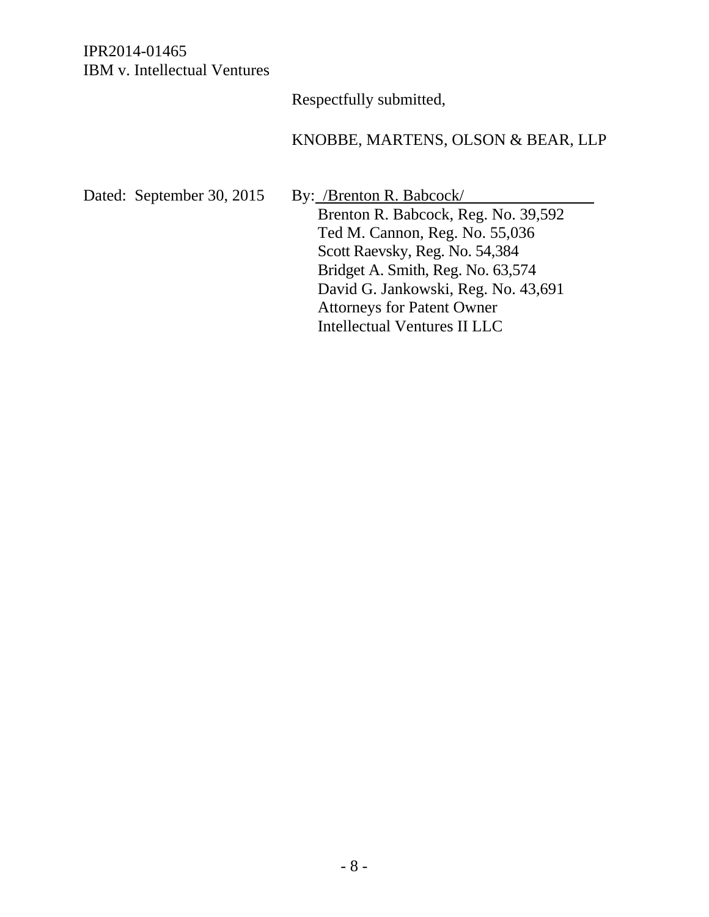Respectfully submitted,

KNOBBE, MARTENS, OLSON & BEAR, LLP

Dated: September 30, 2015

By: /Brenton R. Babcock/

Brenton R. Babcock, Reg. No. 39,592
Ted M. Cannon, Reg. No. 55,036
Scott Raevsky, Reg. No. 54,384
Bridget A. Smith, Reg. No. 63,574
David G. Jankowski, Reg. No. 43,691
Attorneys for Patent Owner
Intellectual Ventures II LLC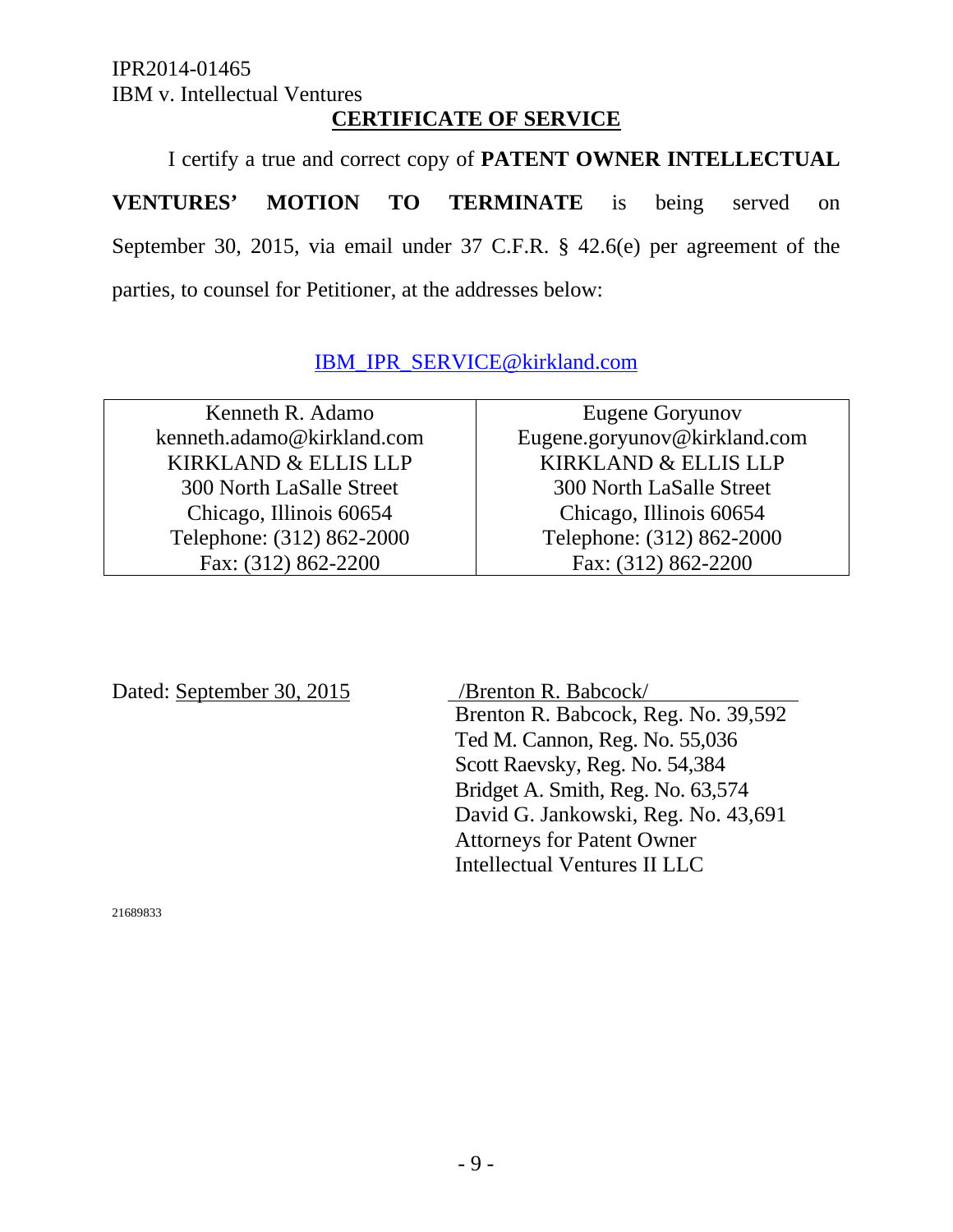IPR2014-01465
IBM v. Intellectual Ventures

## CERTIFICATE OF SERVICE

I certify a true and correct copy of **PATENT OWNER INTELLECTUAL VENTURES' MOTION TO TERMINATE** is being served on September 30, 2015, via email under 37 C.F.R. § 42.6(e) per agreement of the parties, to counsel for Petitioner, at the addresses below:

IBM_IPR_SERVICE@kirkland.com

| | |
|---|---|
| Kenneth R. Adamo<br>kenneth.adamo@kirkland.com<br>KIRKLAND & ELLIS LLP<br>300 North LaSalle Street<br>Chicago, Illinois 60654<br>Telephone: (312) 862-2000<br>Fax: (312) 862-2200 | Eugene Goryunov<br>Eugene.goryunov@kirkland.com<br>KIRKLAND & ELLIS LLP<br>300 North LaSalle Street<br>Chicago, Illinois 60654<br>Telephone: (312) 862-2000<br>Fax: (312) 862-2200 |

Dated: September 30, 2015

/Brenton R. Babcock/
Brenton R. Babcock, Reg. No. 39,592
Ted M. Cannon, Reg. No. 55,036
Scott Raevsky, Reg. No. 54,384
Bridget A. Smith, Reg. No. 63,574
David G. Jankowski, Reg. No. 43,691
Attorneys for Patent Owner
Intellectual Ventures II LLC

21689833